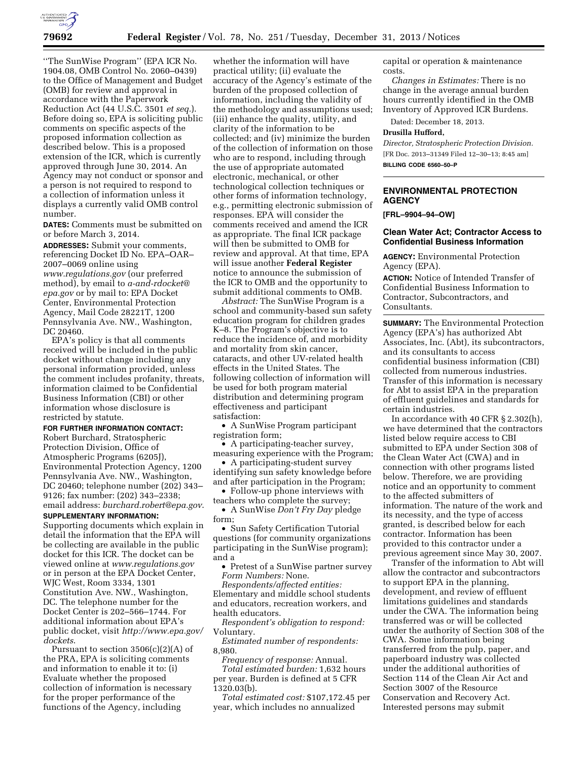"The SunWise Program" (EPA ICR No. 1904.08, OMB Control No. 2060–0439) to the Office of Management and Budget (OMB) for review and approval in accordance with the Paperwork Reduction Act (44 U.S.C. 3501 *et seq.*). Before doing so, EPA is soliciting public comments on specific aspects of the proposed information collection as described below. This is a proposed extension of the ICR, which is currently approved through June 30, 2014. An Agency may not conduct or sponsor and a person is not required to respond to a collection of information unless it displays a currently valid OMB control number.

**DATES:** Comments must be submitted on or before March 3, 2014.

**ADDRESSES:** Submit your comments, referencing Docket ID No. EPA–OAR–2007–0069 online using *www.regulations.gov* (our preferred method), by email to *a-and-rdocket@epa.gov* or by mail to: EPA Docket Center, Environmental Protection Agency, Mail Code 28221T, 1200 Pennsylvania Ave. NW., Washington, DC 20460.

EPA's policy is that all comments received will be included in the public docket without change including any personal information provided, unless the comment includes profanity, threats, information claimed to be Confidential Business Information (CBI) or other information whose disclosure is restricted by statute.

**FOR FURTHER INFORMATION CONTACT:** Robert Burchard, Stratospheric Protection Division, Office of Atmospheric Programs (6205J), Environmental Protection Agency, 1200 Pennsylvania Ave. NW., Washington, DC 20460; telephone number (202) 343–9126; fax number: (202) 343–2338; email address: *burchard.robert@epa.gov*.

**SUPPLEMENTARY INFORMATION:** Supporting documents which explain in detail the information that the EPA will be collecting are available in the public docket for this ICR. The docket can be viewed online at *www.regulations.gov* or in person at the EPA Docket Center, WJC West, Room 3334, 1301 Constitution Ave. NW., Washington, DC. The telephone number for the Docket Center is 202–566–1744. For additional information about EPA's public docket, visit *http://www.epa.gov/dockets*.

Pursuant to section 3506(c)(2)(A) of the PRA, EPA is soliciting comments and information to enable it to: (i) Evaluate whether the proposed collection of information is necessary for the proper performance of the functions of the Agency, including whether the information will have practical utility; (ii) evaluate the accuracy of the Agency's estimate of the burden of the proposed collection of information, including the validity of the methodology and assumptions used; (iii) enhance the quality, utility, and clarity of the information to be collected; and (iv) minimize the burden of the collection of information on those who are to respond, including through the use of appropriate automated electronic, mechanical, or other technological collection techniques or other forms of information technology, e.g., permitting electronic submission of responses. EPA will consider the comments received and amend the ICR as appropriate. The final ICR package will then be submitted to OMB for review and approval. At that time, EPA will issue another **Federal Register** notice to announce the submission of the ICR to OMB and the opportunity to submit additional comments to OMB.

*Abstract:* The SunWise Program is a school and community-based sun safety education program for children grades K–8. The Program's objective is to reduce the incidence of, and morbidity and mortality from skin cancer, cataracts, and other UV-related health effects in the United States. The following collection of information will be used for both program material distribution and determining program effectiveness and participant satisfaction:

- A SunWise Program participant registration form;
- A participating-teacher survey, measuring experience with the Program;
- A participating-student survey identifying sun safety knowledge before and after participation in the Program;
- Follow-up phone interviews with teachers who complete the survey;
- A SunWise *Don't Fry Day* pledge form;
- Sun Safety Certification Tutorial questions (for community organizations participating in the SunWise program); and a
- Pretest of a SunWise partner survey

*Form Numbers:* None.

*Respondents/affected entities:* Elementary and middle school students and educators, recreation workers, and health educators.

*Respondent's obligation to respond:* Voluntary.

*Estimated number of respondents:* 8,980.

*Frequency of response:* Annual.

*Total estimated burden:* 1,632 hours per year. Burden is defined at 5 CFR 1320.03(b).

*Total estimated cost:* $107,172.45 per year, which includes no annualized capital or operation & maintenance costs.

*Changes in Estimates:* There is no change in the average annual burden hours currently identified in the OMB Inventory of Approved ICR Burdens.

Dated: December 18, 2013.

**Drusilla Hufford,**

*Director, Stratospheric Protection Division.*

[FR Doc. 2013–31349 Filed 12–30–13; 8:45 am]

**BILLING CODE 6560–50–P**

---

## ENVIRONMENTAL PROTECTION AGENCY

**[FRL–9904–94–OW]**

### Clean Water Act; Contractor Access to Confidential Business Information

**AGENCY:** Environmental Protection Agency (EPA).

**ACTION:** Notice of Intended Transfer of Confidential Business Information to Contractor, Subcontractors, and Consultants.

**SUMMARY:** The Environmental Protection Agency (EPA's) has authorized Abt Associates, Inc. (Abt), its subcontractors, and its consultants to access confidential business information (CBI) collected from numerous industries. Transfer of this information is necessary for Abt to assist EPA in the preparation of effluent guidelines and standards for certain industries.

In accordance with 40 CFR § 2.302(h), we have determined that the contractors listed below require access to CBI submitted to EPA under Section 308 of the Clean Water Act (CWA) and in connection with other programs listed below. Therefore, we are providing notice and an opportunity to comment to the affected submitters of information. The nature of the work and its necessity, and the type of access granted, is described below for each contractor. Information has been provided to this contractor under a previous agreement since May 30, 2007.

Transfer of the information to Abt will allow the contractor and subcontractors to support EPA in the planning, development, and review of effluent limitations guidelines and standards under the CWA. The information being transferred was or will be collected under the authority of Section 308 of the CWA. Some information being transferred from the pulp, paper, and paperboard industry was collected under the additional authorities of Section 114 of the Clean Air Act and Section 3007 of the Resource Conservation and Recovery Act. Interested persons may submit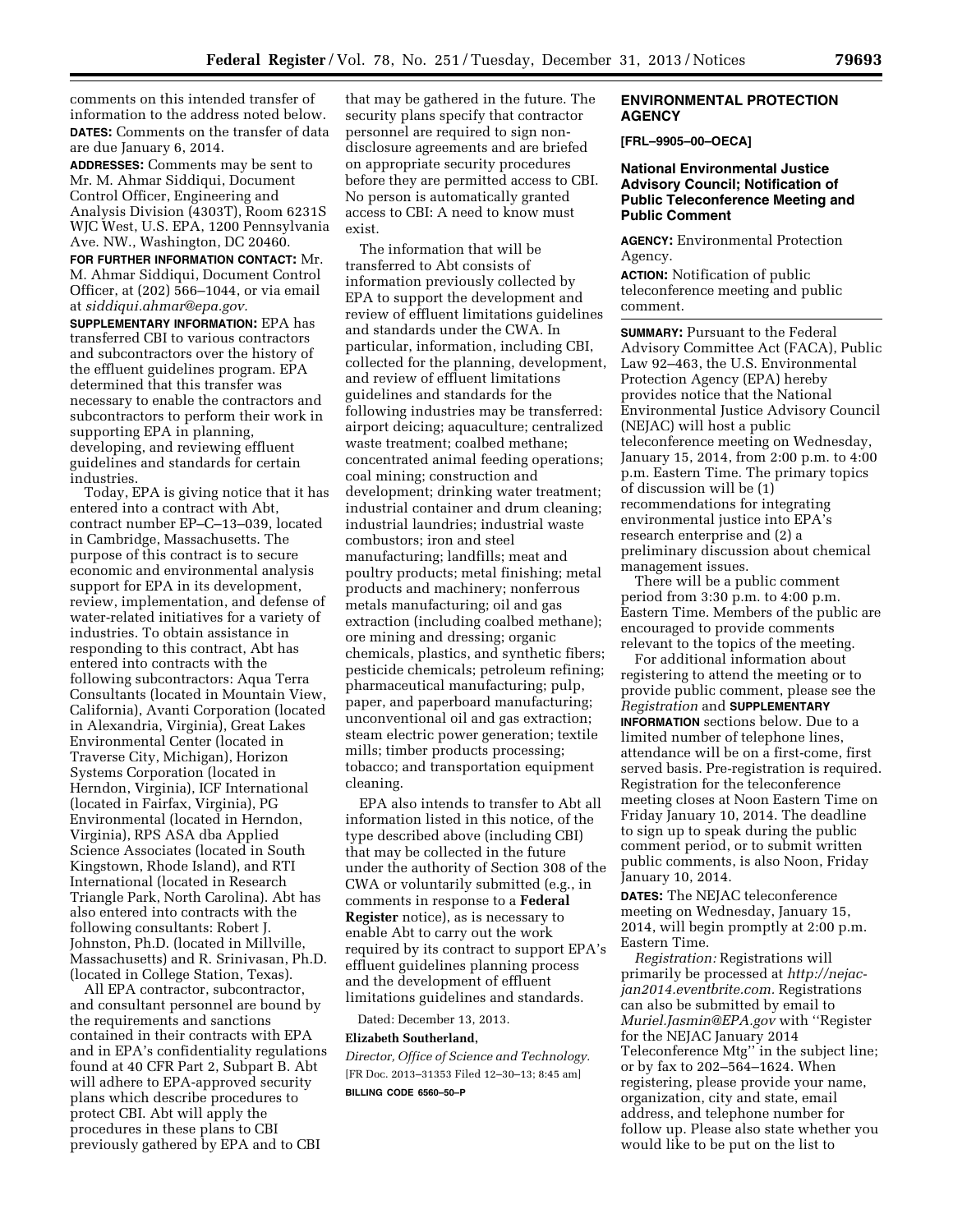comments on this intended transfer of information to the address noted below.

**DATES:** Comments on the transfer of data are due January 6, 2014.

**ADDRESSES:** Comments may be sent to Mr. M. Ahmar Siddiqui, Document Control Officer, Engineering and Analysis Division (4303T), Room 6231S WJC West, U.S. EPA, 1200 Pennsylvania Ave. NW., Washington, DC 20460.

**FOR FURTHER INFORMATION CONTACT:** Mr. M. Ahmar Siddiqui, Document Control Officer, at (202) 566–1044, or via email at *siddiqui.ahmar@epa.gov.*

**SUPPLEMENTARY INFORMATION:** EPA has transferred CBI to various contractors and subcontractors over the history of the effluent guidelines program. EPA determined that this transfer was necessary to enable the contractors and subcontractors to perform their work in supporting EPA in planning, developing, and reviewing effluent guidelines and standards for certain industries.

Today, EPA is giving notice that it has entered into a contract with Abt, contract number EP–C–13–039, located in Cambridge, Massachusetts. The purpose of this contract is to secure economic and environmental analysis support for EPA in its development, review, implementation, and defense of water-related initiatives for a variety of industries. To obtain assistance in responding to this contract, Abt has entered into contracts with the following subcontractors: Aqua Terra Consultants (located in Mountain View, California), Avanti Corporation (located in Alexandria, Virginia), Great Lakes Environmental Center (located in Traverse City, Michigan), Horizon Systems Corporation (located in Herndon, Virginia), ICF International (located in Fairfax, Virginia), PG Environmental (located in Herndon, Virginia), RPS ASA dba Applied Science Associates (located in South Kingstown, Rhode Island), and RTI International (located in Research Triangle Park, North Carolina). Abt has also entered into contracts with the following consultants: Robert J. Johnston, Ph.D. (located in Millville, Massachusetts) and R. Srinivasan, Ph.D. (located in College Station, Texas).

All EPA contractor, subcontractor, and consultant personnel are bound by the requirements and sanctions contained in their contracts with EPA and in EPA's confidentiality regulations found at 40 CFR Part 2, Subpart B. Abt will adhere to EPA-approved security plans which describe procedures to protect CBI. Abt will apply the procedures in these plans to CBI previously gathered by EPA and to CBI that may be gathered in the future. The security plans specify that contractor personnel are required to sign non-disclosure agreements and are briefed on appropriate security procedures before they are permitted access to CBI. No person is automatically granted access to CBI: A need to know must exist.

The information that will be transferred to Abt consists of information previously collected by EPA to support the development and review of effluent limitations guidelines and standards under the CWA. In particular, information, including CBI, collected for the planning, development, and review of effluent limitations guidelines and standards for the following industries may be transferred: airport deicing; aquaculture; centralized waste treatment; coalbed methane; concentrated animal feeding operations; coal mining; construction and development; drinking water treatment; industrial container and drum cleaning; industrial laundries; industrial waste combustors; iron and steel manufacturing; landfills; meat and poultry products; metal finishing; metal products and machinery; nonferrous metals manufacturing; oil and gas extraction (including coalbed methane); ore mining and dressing; organic chemicals, plastics, and synthetic fibers; pesticide chemicals; petroleum refining; pharmaceutical manufacturing; pulp, paper, and paperboard manufacturing; unconventional oil and gas extraction; steam electric power generation; textile mills; timber products processing; tobacco; and transportation equipment cleaning.

EPA also intends to transfer to Abt all information listed in this notice, of the type described above (including CBI) that may be collected in the future under the authority of Section 308 of the CWA or voluntarily submitted (e.g., in comments in response to a **Federal Register** notice), as is necessary to enable Abt to carry out the work required by its contract to support EPA's effluent guidelines planning process and the development of effluent limitations guidelines and standards.

Dated: December 13, 2013.

**Elizabeth Southerland,**

*Director, Office of Science and Technology.*

[FR Doc. 2013–31353 Filed 12–30–13; 8:45 am]

**BILLING CODE 6560–50–P**

## ENVIRONMENTAL PROTECTION AGENCY

**[FRL–9905–00–OECA]**

### National Environmental Justice Advisory Council; Notification of Public Teleconference Meeting and Public Comment

**AGENCY:** Environmental Protection Agency.

**ACTION:** Notification of public teleconference meeting and public comment.

**SUMMARY:** Pursuant to the Federal Advisory Committee Act (FACA), Public Law 92–463, the U.S. Environmental Protection Agency (EPA) hereby provides notice that the National Environmental Justice Advisory Council (NEJAC) will host a public teleconference meeting on Wednesday, January 15, 2014, from 2:00 p.m. to 4:00 p.m. Eastern Time. The primary topics of discussion will be (1) recommendations for integrating environmental justice into EPA's research enterprise and (2) a preliminary discussion about chemical management issues.

There will be a public comment period from 3:30 p.m. to 4:00 p.m. Eastern Time. Members of the public are encouraged to provide comments relevant to the topics of the meeting.

For additional information about registering to attend the meeting or to provide public comment, please see the *Registration* and **SUPPLEMENTARY INFORMATION** sections below. Due to a limited number of telephone lines, attendance will be on a first-come, first served basis. Pre-registration is required. Registration for the teleconference meeting closes at Noon Eastern Time on Friday January 10, 2014. The deadline to sign up to speak during the public comment period, or to submit written public comments, is also Noon, Friday January 10, 2014.

**DATES:** The NEJAC teleconference meeting on Wednesday, January 15, 2014, will begin promptly at 2:00 p.m. Eastern Time.

*Registration:* Registrations will primarily be processed at *http://nejac-jan2014.eventbrite.com.* Registrations can also be submitted by email to *Muriel.Jasmin@EPA.gov* with ''Register for the NEJAC January 2014 Teleconference Mtg'' in the subject line; or by fax to 202–564–1624. When registering, please provide your name, organization, city and state, email address, and telephone number for follow up. Please also state whether you would like to be put on the list to